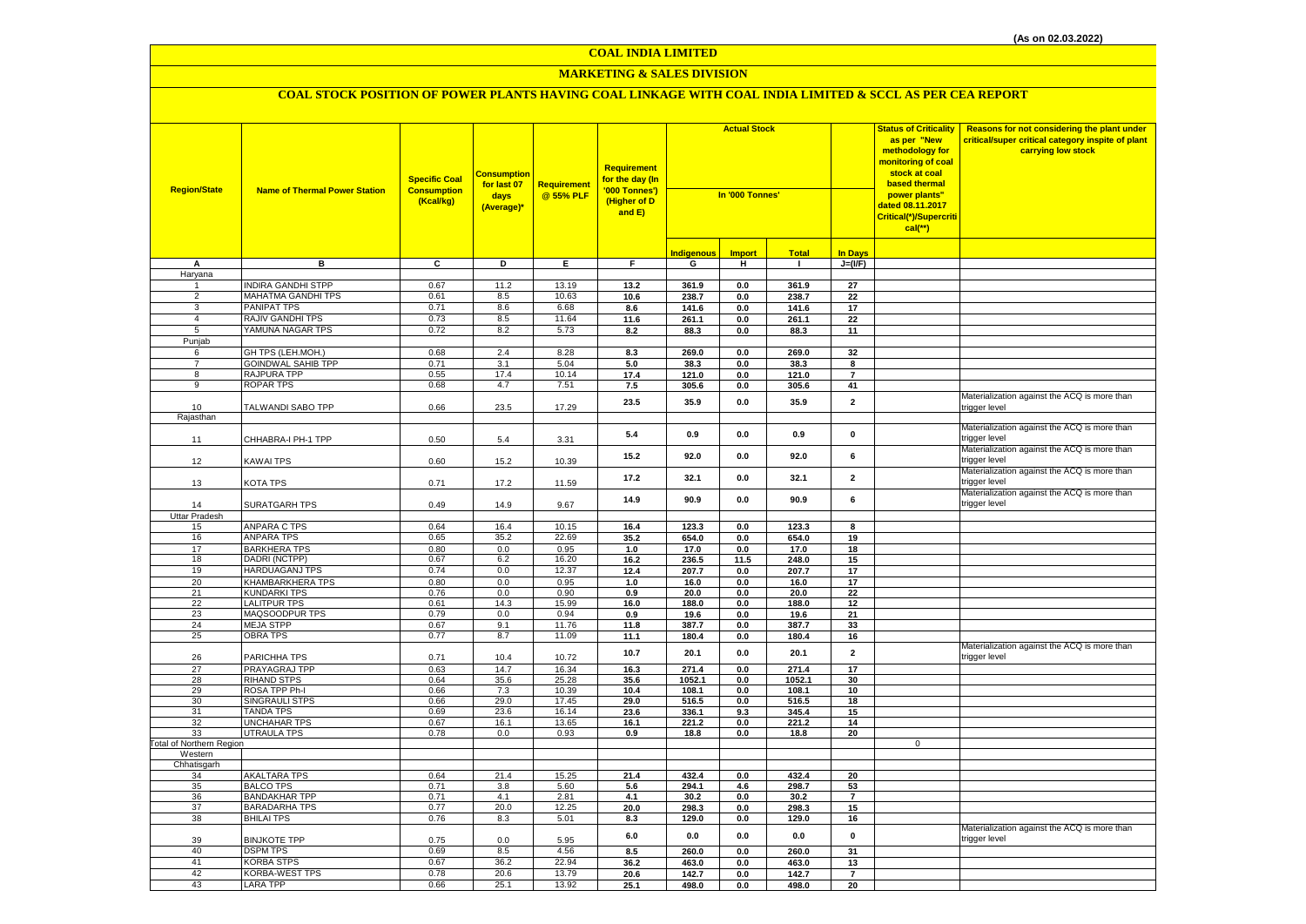(As on 02.03.2022)

# COAL INDIA LIMITED

## MARKETING & SALES DIVISION

### COAL STOCK POSITION OF POWER PLANTS HAVING COAL LINKAGE WITH COAL INDIA LIMITED & SCCL AS PER CEA REPORT

| Region/State | Name of Thermal Power Station | Specific Coal Consumption (Kcal/kg) | Consumption for last 07 days (Average)* | Requirement @ 55% PLF | Requirement for the day (In '000 Tonnes') (Higher of D and E) | Actual Stock In '000 Tonnes' | | | | Status of Criticality as per "New methodology for monitoring of coal stock at coal based thermal power plants" dated 08.11.2017 Critical(*)/Supercritical(**) | Reasons for not considering the plant under critical/super critical category inspite of plant carrying low stock |
|---|---|---|---|---|---|---|---|---|---|---|---|
| | | | | | | Indigenous | Import | Total | In Days | | |
| A | B | C | D | E | F | G | H | I | J=(I/F) | | |
| Haryana | | | | | | | | | | | |
| 1 | INDIRA GANDHI STPP | 0.67 | 11.2 | 13.19 | 13.2 | 361.9 | 0.0 | 361.9 | 27 | | |
| 2 | MAHATMA GANDHI TPS | 0.61 | 8.5 | 10.63 | 10.6 | 238.7 | 0.0 | 238.7 | 22 | | |
| 3 | PANIPAT TPS | 0.71 | 8.6 | 6.68 | 8.6 | 141.6 | 0.0 | 141.6 | 17 | | |
| 4 | RAJIV GANDHI TPS | 0.73 | 8.5 | 11.64 | 11.6 | 261.1 | 0.0 | 261.1 | 22 | | |
| 5 | YAMUNA NAGAR TPS | 0.72 | 8.2 | 5.73 | 8.2 | 88.3 | 0.0 | 88.3 | 11 | | |
| Punjab | | | | | | | | | | | |
| 6 | GH TPS (LEH.MOH.) | 0.68 | 2.4 | 8.28 | 8.3 | 269.0 | 0.0 | 269.0 | 32 | | |
| 7 | GOINDWAL SAHIB TPP | 0.71 | 3.1 | 5.04 | 5.0 | 38.3 | 0.0 | 38.3 | 8 | | |
| 8 | RAJPURA TPP | 0.55 | 17.4 | 10.14 | 17.4 | 121.0 | 0.0 | 121.0 | 7 | | |
| 9 | ROPAR TPS | 0.68 | 4.7 | 7.51 | 7.5 | 305.6 | 0.0 | 305.6 | 41 | | |
| 10 | TALWANDI SABO TPP | 0.66 | 23.5 | 17.29 | 23.5 | 35.9 | 0.0 | 35.9 | 2 | | Materialization against the ACQ is more than trigger level |
| Rajasthan | | | | | | | | | | | |
| 11 | CHHABRA-I PH-1 TPP | 0.50 | 5.4 | 3.31 | 5.4 | 0.9 | 0.0 | 0.9 | 0 | | Materialization against the ACQ is more than trigger level |
| 12 | KAWAI TPS | 0.60 | 15.2 | 10.39 | 15.2 | 92.0 | 0.0 | 92.0 | 6 | | Materialization against the ACQ is more than trigger level |
| 13 | KOTA TPS | 0.71 | 17.2 | 11.59 | 17.2 | 32.1 | 0.0 | 32.1 | 2 | | Materialization against the ACQ is more than trigger level |
| 14 | SURATGARH TPS | 0.49 | 14.9 | 9.67 | 14.9 | 90.9 | 0.0 | 90.9 | 6 | | Materialization against the ACQ is more than trigger level |
| Uttar Pradesh | | | | | | | | | | | |
| 15 | ANPARA C TPS | 0.64 | 16.4 | 10.15 | 16.4 | 123.3 | 0.0 | 123.3 | 8 | | |
| 16 | ANPARA TPS | 0.65 | 35.2 | 22.69 | 35.2 | 654.0 | 0.0 | 654.0 | 19 | | |
| 17 | BARKHERA TPS | 0.80 | 0.0 | 0.95 | 1.0 | 17.0 | 0.0 | 17.0 | 18 | | |
| 18 | DADRI (NCTPP) | 0.67 | 6.2 | 16.20 | 16.2 | 236.5 | 11.5 | 248.0 | 15 | | |
| 19 | HARDUAGANJ TPS | 0.74 | 0.0 | 12.37 | 12.4 | 207.7 | 0.0 | 207.7 | 17 | | |
| 20 | KHAMBARKHERA TPS | 0.80 | 0.0 | 0.95 | 1.0 | 16.0 | 0.0 | 16.0 | 17 | | |
| 21 | KUNDARKI TPS | 0.76 | 0.0 | 0.90 | 0.9 | 20.0 | 0.0 | 20.0 | 22 | | |
| 22 | LALITPUR TPS | 0.61 | 14.3 | 15.99 | 16.0 | 188.0 | 0.0 | 188.0 | 12 | | |
| 23 | MAQSOODPUR TPS | 0.79 | 0.0 | 0.94 | 0.9 | 19.6 | 0.0 | 19.6 | 21 | | |
| 24 | MEJA STPP | 0.67 | 9.1 | 11.76 | 11.8 | 387.7 | 0.0 | 387.7 | 33 | | |
| 25 | OBRA TPS | 0.77 | 8.7 | 11.09 | 11.1 | 180.4 | 0.0 | 180.4 | 16 | | |
| 26 | PARICHHA TPS | 0.71 | 10.4 | 10.72 | 10.7 | 20.1 | 0.0 | 20.1 | 2 | | Materialization against the ACQ is more than trigger level |
| 27 | PRAYAGRAJ TPP | 0.63 | 14.7 | 16.34 | 16.3 | 271.4 | 0.0 | 271.4 | 17 | | |
| 28 | RIHAND STPS | 0.64 | 35.6 | 25.28 | 35.6 | 1052.1 | 0.0 | 1052.1 | 30 | | |
| 29 | ROSA TPP Ph-I | 0.66 | 7.3 | 10.39 | 10.4 | 108.1 | 0.0 | 108.1 | 10 | | |
| 30 | SINGRAULI STPS | 0.66 | 29.0 | 17.45 | 29.0 | 516.5 | 0.0 | 516.5 | 18 | | |
| 31 | TANDA TPS | 0.69 | 23.6 | 16.14 | 23.6 | 336.1 | 9.3 | 345.4 | 15 | | |
| 32 | UNCHAHAR TPS | 0.67 | 16.1 | 13.65 | 16.1 | 221.2 | 0.0 | 221.2 | 14 | | |
| 33 | UTRAULA TPS | 0.78 | 0.0 | 0.93 | 0.9 | 18.8 | 0.0 | 18.8 | 20 | | |
| Total of Northern Region | | | | | | | | | | 0 | |
| Western | | | | | | | | | | | |
| Chhatisgarh | | | | | | | | | | | |
| 34 | AKALTARA TPS | 0.64 | 21.4 | 15.25 | 21.4 | 432.4 | 0.0 | 432.4 | 20 | | |
| 35 | BALCO TPS | 0.71 | 3.8 | 5.60 | 5.6 | 294.1 | 4.6 | 298.7 | 53 | | |
| 36 | BANDAKHAR TPP | 0.71 | 4.1 | 2.81 | 4.1 | 30.2 | 0.0 | 30.2 | 7 | | |
| 37 | BARADARHA TPS | 0.77 | 20.0 | 12.25 | 20.0 | 298.3 | 0.0 | 298.3 | 15 | | |
| 38 | BHILAI TPS | 0.76 | 8.3 | 5.01 | 8.3 | 129.0 | 0.0 | 129.0 | 16 | | |
| 39 | BINJKOTE TPP | 0.75 | 0.0 | 5.95 | 6.0 | 0.0 | 0.0 | 0.0 | 0 | | Materialization against the ACQ is more than trigger level |
| 40 | DSPM TPS | 0.69 | 8.5 | 4.56 | 8.5 | 260.0 | 0.0 | 260.0 | 31 | | |
| 41 | KORBA STPS | 0.67 | 36.2 | 22.94 | 36.2 | 463.0 | 0.0 | 463.0 | 13 | | |
| 42 | KORBA-WEST TPS | 0.78 | 20.6 | 13.79 | 20.6 | 142.7 | 0.0 | 142.7 | 7 | | |
| 43 | LARA TPP | 0.66 | 25.1 | 13.92 | 25.1 | 498.0 | 0.0 | 498.0 | 20 | | |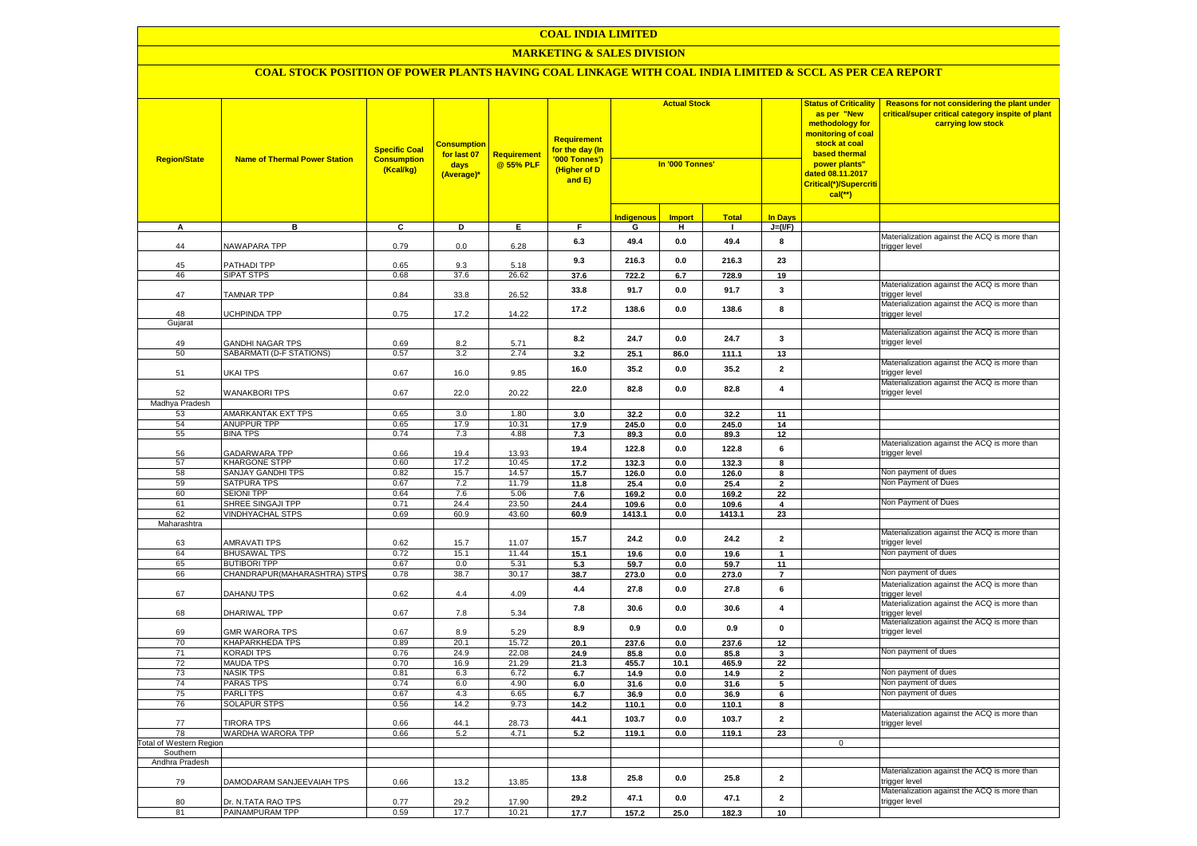# COAL INDIA LIMITED

## MARKETING & SALES DIVISION

### COAL STOCK POSITION OF POWER PLANTS HAVING COAL LINKAGE WITH COAL INDIA LIMITED & SCCL AS PER CEA REPORT

| Region/State | Name of Thermal Power Station | Specific Coal Consumption (Kcal/kg) | Consumption for last 07 days (Average)* | Requirement @ 55% PLF | Requirement for the day (In '000 Tonnes') (Higher of D and E) | Actual Stock In '000 Tonnes' | | | | Status of Criticality as per "New methodology for monitoring of coal stock at coal based thermal power plants" dated 08.11.2017 Critical(*)/Supercritical(**) | Reasons for not considering the plant under critical/super critical category inspite of plant carrying low stock |
|---|---|---|---|---|---|---|---|---|---|---|---|
| | | | | | | Indigenous | Import | Total | In Days | | |
| A | B | C | D | E | F | G | H | I | J=(I/F) | | |
| 44 | NAWAPARA TPP | 0.79 | 0.0 | 6.28 | 6.3 | 49.4 | 0.0 | 49.4 | 8 | | Materialization against the ACQ is more than trigger level |
| 45 | PATHADI TPP | 0.65 | 9.3 | 5.18 | 9.3 | 216.3 | 0.0 | 216.3 | 23 | | |
| 46 | SIPAT STPS | 0.68 | 37.6 | 26.62 | 37.6 | 722.2 | 6.7 | 728.9 | 19 | | |
| 47 | TAMNAR TPP | 0.84 | 33.8 | 26.52 | 33.8 | 91.7 | 0.0 | 91.7 | 3 | | Materialization against the ACQ is more than trigger level |
| 48 | UCHPINDA TPP | 0.75 | 17.2 | 14.22 | 17.2 | 138.6 | 0.0 | 138.6 | 8 | | Materialization against the ACQ is more than trigger level |
| Gujarat | | | | | | | | | | | |
| 49 | GANDHI NAGAR TPS | 0.69 | 8.2 | 5.71 | 8.2 | 24.7 | 0.0 | 24.7 | 3 | | Materialization against the ACQ is more than trigger level |
| 50 | SABARMATI (D-F STATIONS) | 0.57 | 3.2 | 2.74 | 3.2 | 25.1 | 86.0 | 111.1 | 13 | | |
| 51 | UKAI TPS | 0.67 | 16.0 | 9.85 | 16.0 | 35.2 | 0.0 | 35.2 | 2 | | Materialization against the ACQ is more than trigger level |
| 52 | WANAKBORI TPS | 0.67 | 22.0 | 20.22 | 22.0 | 82.8 | 0.0 | 82.8 | 4 | | Materialization against the ACQ is more than trigger level |
| Madhya Pradesh | | | | | | | | | | | |
| 53 | AMARKANTAK EXT TPS | 0.65 | 3.0 | 1.80 | 3.0 | 32.2 | 0.0 | 32.2 | 11 | | |
| 54 | ANUPPUR TPP | 0.65 | 17.9 | 10.31 | 17.9 | 245.0 | 0.0 | 245.0 | 14 | | |
| 55 | BINA TPS | 0.74 | 7.3 | 4.88 | 7.3 | 89.3 | 0.0 | 89.3 | 12 | | |
| 56 | GADARWARA TPP | 0.66 | 19.4 | 13.93 | 19.4 | 122.8 | 0.0 | 122.8 | 6 | | Materialization against the ACQ is more than trigger level |
| 57 | KHARGONE STPP | 0.60 | 17.2 | 10.45 | 17.2 | 132.3 | 0.0 | 132.3 | 8 | | |
| 58 | SANJAY GANDHI TPS | 0.82 | 15.7 | 14.57 | 15.7 | 126.0 | 0.0 | 126.0 | 8 | | Non payment of dues |
| 59 | SATPURA TPS | 0.67 | 7.2 | 11.79 | 11.8 | 25.4 | 0.0 | 25.4 | 2 | | Non Payment of Dues |
| 60 | SEIONI TPP | 0.64 | 7.6 | 5.06 | 7.6 | 169.2 | 0.0 | 169.2 | 22 | | |
| 61 | SHREE SINGAJI TPP | 0.71 | 24.4 | 23.50 | 24.4 | 109.6 | 0.0 | 109.6 | 4 | | Non Payment of Dues |
| 62 | VINDHYACHAL STPS | 0.69 | 60.9 | 43.60 | 60.9 | 1413.1 | 0.0 | 1413.1 | 23 | | |
| Maharashtra | | | | | | | | | | | |
| 63 | AMRAVATI TPS | 0.62 | 15.7 | 11.07 | 15.7 | 24.2 | 0.0 | 24.2 | 2 | | Materialization against the ACQ is more than trigger level |
| 64 | BHUSAWAL TPS | 0.72 | 15.1 | 11.44 | 15.1 | 19.6 | 0.0 | 19.6 | 1 | | Non payment of dues |
| 65 | BUTIBORI TPP | 0.67 | 0.0 | 5.31 | 5.3 | 59.7 | 0.0 | 59.7 | 11 | | |
| 66 | CHANDRAPUR(MAHARASHTRA) STPS | 0.78 | 38.7 | 30.17 | 38.7 | 273.0 | 0.0 | 273.0 | 7 | | Non payment of dues |
| 67 | DAHANU TPS | 0.62 | 4.4 | 4.09 | 4.4 | 27.8 | 0.0 | 27.8 | 6 | | Materialization against the ACQ is more than trigger level |
| 68 | DHARIWAL TPP | 0.67 | 7.8 | 5.34 | 7.8 | 30.6 | 0.0 | 30.6 | 4 | | Materialization against the ACQ is more than trigger level |
| 69 | GMR WARORA TPS | 0.67 | 8.9 | 5.29 | 8.9 | 0.9 | 0.0 | 0.9 | 0 | | Materialization against the ACQ is more than trigger level |
| 70 | KHAPARKHEDA TPS | 0.89 | 20.1 | 15.72 | 20.1 | 237.6 | 0.0 | 237.6 | 12 | | |
| 71 | KORADI TPS | 0.76 | 24.9 | 22.08 | 24.9 | 85.8 | 0.0 | 85.8 | 3 | | Non payment of dues |
| 72 | MAUDA TPS | 0.70 | 16.9 | 21.29 | 21.3 | 455.7 | 10.1 | 465.9 | 22 | | |
| 73 | NASIK TPS | 0.81 | 6.3 | 6.72 | 6.7 | 14.9 | 0.0 | 14.9 | 2 | | Non payment of dues |
| 74 | PARAS TPS | 0.74 | 6.0 | 4.90 | 6.0 | 31.6 | 0.0 | 31.6 | 5 | | Non payment of dues |
| 75 | PARLI TPS | 0.67 | 4.3 | 6.65 | 6.7 | 36.9 | 0.0 | 36.9 | 6 | | Non payment of dues |
| 76 | SOLAPUR STPS | 0.56 | 14.2 | 9.73 | 14.2 | 110.1 | 0.0 | 110.1 | 8 | | |
| 77 | TIRORA TPS | 0.66 | 44.1 | 28.73 | 44.1 | 103.7 | 0.0 | 103.7 | 2 | | Materialization against the ACQ is more than trigger level |
| 78 | WARDHA WARORA TPP | 0.66 | 5.2 | 4.71 | 5.2 | 119.1 | 0.0 | 119.1 | 23 | | |
| Total of Western Region | | | | | | | | | | 0 | |
| Southern | | | | | | | | | | | |
| Andhra Pradesh | | | | | | | | | | | |
| 79 | DAMODARAM SANJEEVAIAH TPS | 0.66 | 13.2 | 13.85 | 13.8 | 25.8 | 0.0 | 25.8 | 2 | | Materialization against the ACQ is more than trigger level |
| 80 | Dr. N.TATA RAO TPS | 0.77 | 29.2 | 17.90 | 29.2 | 47.1 | 0.0 | 47.1 | 2 | | Materialization against the ACQ is more than trigger level |
| 81 | PAINAMPURAM TPP | 0.59 | 17.7 | 10.21 | 17.7 | 157.2 | 25.0 | 182.3 | 10 | | |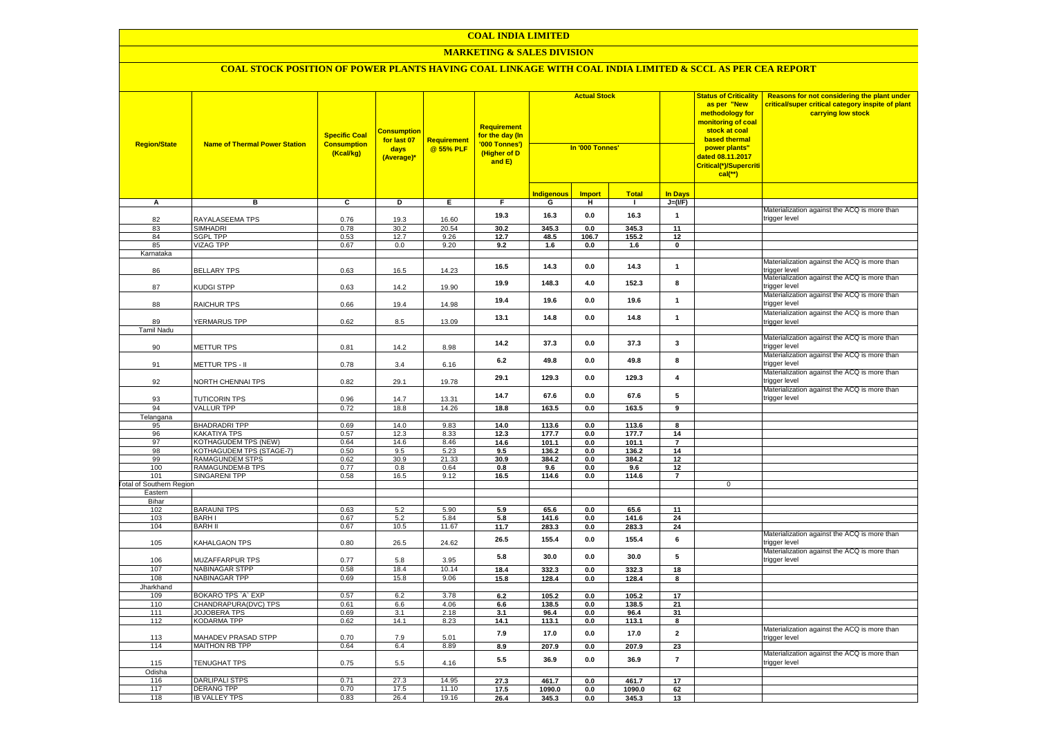# COAL INDIA LIMITED

## MARKETING & SALES DIVISION

### COAL STOCK POSITION OF POWER PLANTS HAVING COAL LINKAGE WITH COAL INDIA LIMITED & SCCL AS PER CEA REPORT

| Region/State | Name of Thermal Power Station | Specific Coal Consumption (Kcal/kg) | Consumption for last 07 days (Average)* | Requirement @ 55% PLF | Requirement for the day (In '000 Tonnes') (Higher of D and E) | Actual Stock In '000 Tonnes' | | | | Status of Criticality as per "New methodology for monitoring of coal stock at coal based thermal power plants" dated 08.11.2017 Critical(*)/Supercritical(**) | Reasons for not considering the plant under critical/super critical category inspite of plant carrying low stock |
|---|---|---|---|---|---|---|---|---|---|---|---|
| | | | | | | Indigenous | Import | Total | In Days | | |
| A | B | C | D | E | F | G | H | I | J=(I/F) | | |
| 82 | RAYALASEEMA TPS | 0.76 | 19.3 | 16.60 | 19.3 | 16.3 | 0.0 | 16.3 | 1 | | Materialization against the ACQ is more than trigger level |
| 83 | SIMHADRI | 0.78 | 30.2 | 20.54 | 30.2 | 345.3 | 0.0 | 345.3 | 11 | | |
| 84 | SGPL TPP | 0.53 | 12.7 | 9.26 | 12.7 | 48.5 | 106.7 | 155.2 | 12 | | |
| 85 | VIZAG TPP | 0.67 | 0.0 | 9.20 | 9.2 | 1.6 | 0.0 | 1.6 | 0 | | |
| Karnataka | | | | | | | | | | | |
| 86 | BELLARY TPS | 0.63 | 16.5 | 14.23 | 16.5 | 14.3 | 0.0 | 14.3 | 1 | | Materialization against the ACQ is more than trigger level |
| 87 | KUDGI STPP | 0.63 | 14.2 | 19.90 | 19.9 | 148.3 | 4.0 | 152.3 | 8 | | Materialization against the ACQ is more than trigger level |
| 88 | RAICHUR TPS | 0.66 | 19.4 | 14.98 | 19.4 | 19.6 | 0.0 | 19.6 | 1 | | Materialization against the ACQ is more than trigger level |
| 89 | YERMARUS TPP | 0.62 | 8.5 | 13.09 | 13.1 | 14.8 | 0.0 | 14.8 | 1 | | Materialization against the ACQ is more than trigger level |
| Tamil Nadu | | | | | | | | | | | |
| 90 | METTUR TPS | 0.81 | 14.2 | 8.98 | 14.2 | 37.3 | 0.0 | 37.3 | 3 | | Materialization against the ACQ is more than trigger level |
| 91 | METTUR TPS - II | 0.78 | 3.4 | 6.16 | 6.2 | 49.8 | 0.0 | 49.8 | 8 | | Materialization against the ACQ is more than trigger level |
| 92 | NORTH CHENNAI TPS | 0.82 | 29.1 | 19.78 | 29.1 | 129.3 | 0.0 | 129.3 | 4 | | Materialization against the ACQ is more than trigger level |
| 93 | TUTICORIN TPS | 0.96 | 14.7 | 13.31 | 14.7 | 67.6 | 0.0 | 67.6 | 5 | | Materialization against the ACQ is more than trigger level |
| 94 | VALLUR TPP | 0.72 | 18.8 | 14.26 | 18.8 | 163.5 | 0.0 | 163.5 | 9 | | |
| Telangana | | | | | | | | | | | |
| 95 | BHADRADRI TPP | 0.69 | 14.0 | 9.83 | 14.0 | 113.6 | 0.0 | 113.6 | 8 | | |
| 96 | KAKATIYA TPS | 0.57 | 12.3 | 8.33 | 12.3 | 177.7 | 0.0 | 177.7 | 14 | | |
| 97 | KOTHAGUDEM TPS (NEW) | 0.64 | 14.6 | 8.46 | 14.6 | 101.1 | 0.0 | 101.1 | 7 | | |
| 98 | KOTHAGUDEM TPS (STAGE-7) | 0.50 | 9.5 | 5.23 | 9.5 | 136.2 | 0.0 | 136.2 | 14 | | |
| 99 | RAMAGUNDEM STPS | 0.62 | 30.9 | 21.33 | 30.9 | 384.2 | 0.0 | 384.2 | 12 | | |
| 100 | RAMAGUNDEM-B TPS | 0.77 | 0.8 | 0.64 | 0.8 | 9.6 | 0.0 | 9.6 | 12 | | |
| 101 | SINGARENI TPP | 0.58 | 16.5 | 9.12 | 16.5 | 114.6 | 0.0 | 114.6 | 7 | | |
| Total of Southern Region | | | | | | | | | | 0 | |
| Eastern | | | | | | | | | | | |
| Bihar | | | | | | | | | | | |
| 102 | BARAUNI TPS | 0.63 | 5.2 | 5.90 | 5.9 | 65.6 | 0.0 | 65.6 | 11 | | |
| 103 | BARH I | 0.67 | 5.2 | 5.84 | 5.8 | 141.6 | 0.0 | 141.6 | 24 | | |
| 104 | BARH II | 0.67 | 10.5 | 11.67 | 11.7 | 283.3 | 0.0 | 283.3 | 24 | | |
| 105 | KAHALGAON TPS | 0.80 | 26.5 | 24.62 | 26.5 | 155.4 | 0.0 | 155.4 | 6 | | Materialization against the ACQ is more than trigger level |
| 106 | MUZAFFARPUR TPS | 0.77 | 5.8 | 3.95 | 5.8 | 30.0 | 0.0 | 30.0 | 5 | | Materialization against the ACQ is more than trigger level |
| 107 | NABINAGAR STPP | 0.58 | 18.4 | 10.14 | 18.4 | 332.3 | 0.0 | 332.3 | 18 | | |
| 108 | NABINAGAR TPP | 0.69 | 15.8 | 9.06 | 15.8 | 128.4 | 0.0 | 128.4 | 8 | | |
| Jharkhand | | | | | | | | | | | |
| 109 | BOKARO TPS `A` EXP | 0.57 | 6.2 | 3.78 | 6.2 | 105.2 | 0.0 | 105.2 | 17 | | |
| 110 | CHANDRAPURA(DVC) TPS | 0.61 | 6.6 | 4.06 | 6.6 | 138.5 | 0.0 | 138.5 | 21 | | |
| 111 | JOJOBERA TPS | 0.69 | 3.1 | 2.18 | 3.1 | 96.4 | 0.0 | 96.4 | 31 | | |
| 112 | KODARMA TPP | 0.62 | 14.1 | 8.23 | 14.1 | 113.1 | 0.0 | 113.1 | 8 | | |
| 113 | MAHADEV PRASAD STPP | 0.70 | 7.9 | 5.01 | 7.9 | 17.0 | 0.0 | 17.0 | 2 | | Materialization against the ACQ is more than trigger level |
| 114 | MAITHON RB TPP | 0.64 | 6.4 | 8.89 | 8.9 | 207.9 | 0.0 | 207.9 | 23 | | |
| 115 | TENUGHAT TPS | 0.75 | 5.5 | 4.16 | 5.5 | 36.9 | 0.0 | 36.9 | 7 | | Materialization against the ACQ is more than trigger level |
| Odisha | | | | | | | | | | | |
| 116 | DARLIPALI STPS | 0.71 | 27.3 | 14.95 | 27.3 | 461.7 | 0.0 | 461.7 | 17 | | |
| 117 | DERANG TPP | 0.70 | 17.5 | 11.10 | 17.5 | 1090.0 | 0.0 | 1090.0 | 62 | | |
| 118 | IB VALLEY TPS | 0.83 | 26.4 | 19.16 | 26.4 | 345.3 | 0.0 | 345.3 | 13 | | |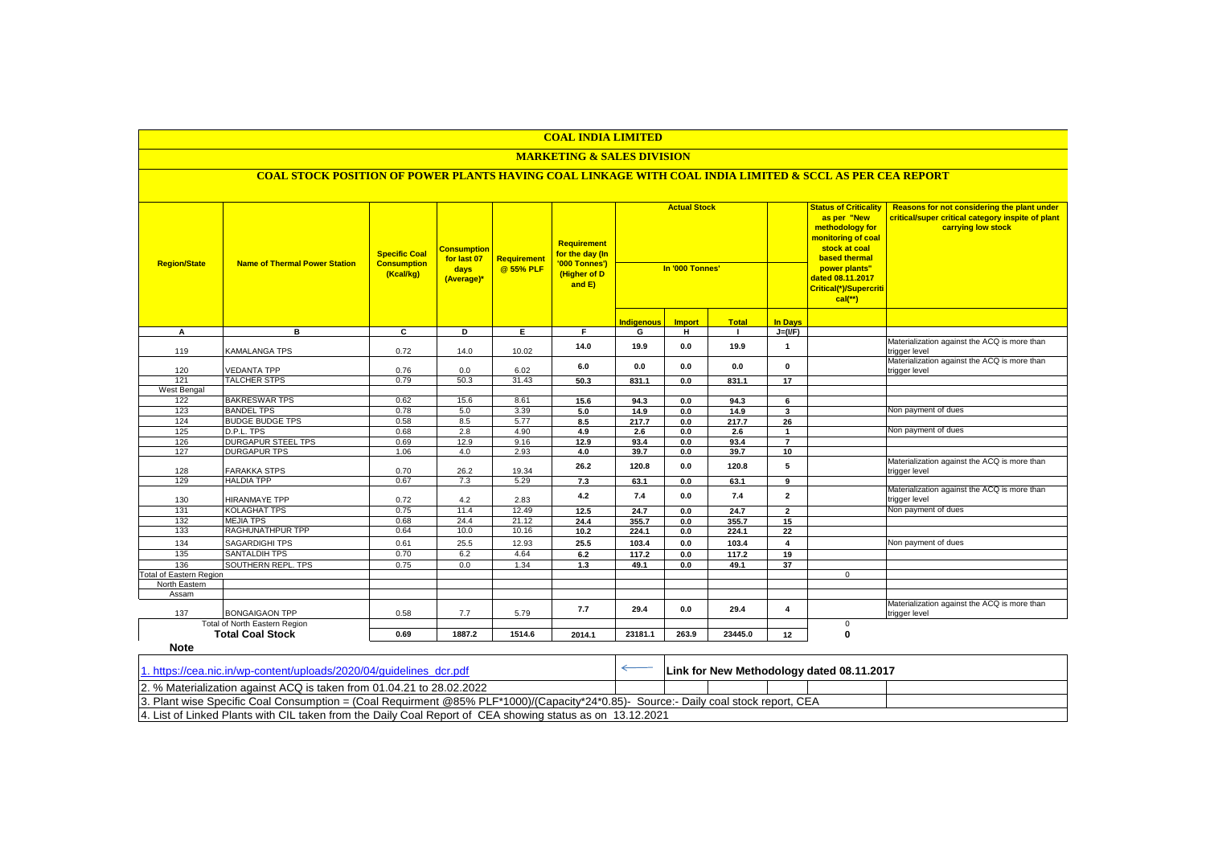# COAL INDIA LIMITED

## MARKETING & SALES DIVISION

### COAL STOCK POSITION OF POWER PLANTS HAVING COAL LINKAGE WITH COAL INDIA LIMITED & SCCL AS PER CEA REPORT

| Region/State | Name of Thermal Power Station | Specific Coal Consumption (Kcal/kg) | Consumption for last 07 days (Average)* | Requirement @ 55% PLF | Requirement for the day (In '000 Tonnes') (Higher of D and E) | Actual Stock In '000 Tonnes' | | | | Status of Criticality as per "New methodology for monitoring of coal stock at coal based thermal power plants" dated 08.11.2017 Critical(*)/Supercritical(**) | Reasons for not considering the plant under critical/super critical category inspite of plant carrying low stock |
|---|---|---|---|---|---|---|---|---|---|---|---|
| | | | | | | Indigenous | Import | Total | In Days | | |
| A | B | C | D | E | F | G | H | I | J=(I/F) | | |
| 119 | KAMALANGA TPS | 0.72 | 14.0 | 10.02 | 14.0 | 19.9 | 0.0 | 19.9 | 1 | | Materialization against the ACQ is more than trigger level |
| 120 | VEDANTA TPP | 0.76 | 0.0 | 6.02 | 6.0 | 0.0 | 0.0 | 0.0 | 0 | | Materialization against the ACQ is more than trigger level |
| 121 | TALCHER STPS | 0.79 | 50.3 | 31.43 | 50.3 | 831.1 | 0.0 | 831.1 | 17 | | |
| West Bengal | | | | | | | | | | | |
| 122 | BAKRESWAR TPS | 0.62 | 15.6 | 8.61 | 15.6 | 94.3 | 0.0 | 94.3 | 6 | | |
| 123 | BANDEL TPS | 0.78 | 5.0 | 3.39 | 5.0 | 14.9 | 0.0 | 14.9 | 3 | | Non payment of dues |
| 124 | BUDGE BUDGE TPS | 0.58 | 8.5 | 5.77 | 8.5 | 217.7 | 0.0 | 217.7 | 26 | | |
| 125 | D.P.L. TPS | 0.68 | 2.8 | 4.90 | 4.9 | 2.6 | 0.0 | 2.6 | 1 | | Non payment of dues |
| 126 | DURGAPUR STEEL TPS | 0.69 | 12.9 | 9.16 | 12.9 | 93.4 | 0.0 | 93.4 | 7 | | |
| 127 | DURGAPUR TPS | 1.06 | 4.0 | 2.93 | 4.0 | 39.7 | 0.0 | 39.7 | 10 | | |
| 128 | FARAKKA STPS | 0.70 | 26.2 | 19.34 | 26.2 | 120.8 | 0.0 | 120.8 | 5 | | Materialization against the ACQ is more than trigger level |
| 129 | HALDIA TPP | 0.67 | 7.3 | 5.29 | 7.3 | 63.1 | 0.0 | 63.1 | 9 | | |
| 130 | HIRANMAYE TPP | 0.72 | 4.2 | 2.83 | 4.2 | 7.4 | 0.0 | 7.4 | 2 | | Materialization against the ACQ is more than trigger level |
| 131 | KOLAGHAT TPS | 0.75 | 11.4 | 12.49 | 12.5 | 24.7 | 0.0 | 24.7 | 2 | | Non payment of dues |
| 132 | MEJIA TPS | 0.68 | 24.4 | 21.12 | 24.4 | 355.7 | 0.0 | 355.7 | 15 | | |
| 133 | RAGHUNATHPUR TPP | 0.64 | 10.0 | 10.16 | 10.2 | 224.1 | 0.0 | 224.1 | 22 | | |
| 134 | SAGARDIGHI TPS | 0.61 | 25.5 | 12.93 | 25.5 | 103.4 | 0.0 | 103.4 | 4 | | Non payment of dues |
| 135 | SANTALDIH TPS | 0.70 | 6.2 | 4.64 | 6.2 | 117.2 | 0.0 | 117.2 | 19 | | |
| 136 | SOUTHERN REPL. TPS | 0.75 | 0.0 | 1.34 | 1.3 | 49.1 | 0.0 | 49.1 | 37 | | |
| Total of Eastern Region | | | | | | | | | | 0 | |
| North Eastern | | | | | | | | | | | |
| Assam | | | | | | | | | | | |
| 137 | BONGAIGAON TPP | 0.58 | 7.7 | 5.79 | 7.7 | 29.4 | 0.0 | 29.4 | 4 | | Materialization against the ACQ is more than trigger level |
| Total of North Eastern Region | | | | | | | | | | 0 | |
| Total Coal Stock | | 0.69 | 1887.2 | 1514.6 | 2014.1 | 23181.1 | 263.9 | 23445.0 | 12 | 0 | |

**Note**

1. https://cea.nic.in/wp-content/uploads/2020/04/guidelines_dcr.pdf ⟵ Link for New Methodology dated 08.11.2017
2. % Materialization against ACQ is taken from 01.04.21 to 28.02.2022
3. Plant wise Specific Coal Consumption = (Coal Requirment @85% PLF*1000)/(Capacity*24*0.85)- Source:- Daily coal stock report, CEA
4. List of Linked Plants with CIL taken from the Daily Coal Report of CEA showing status as on 13.12.2021